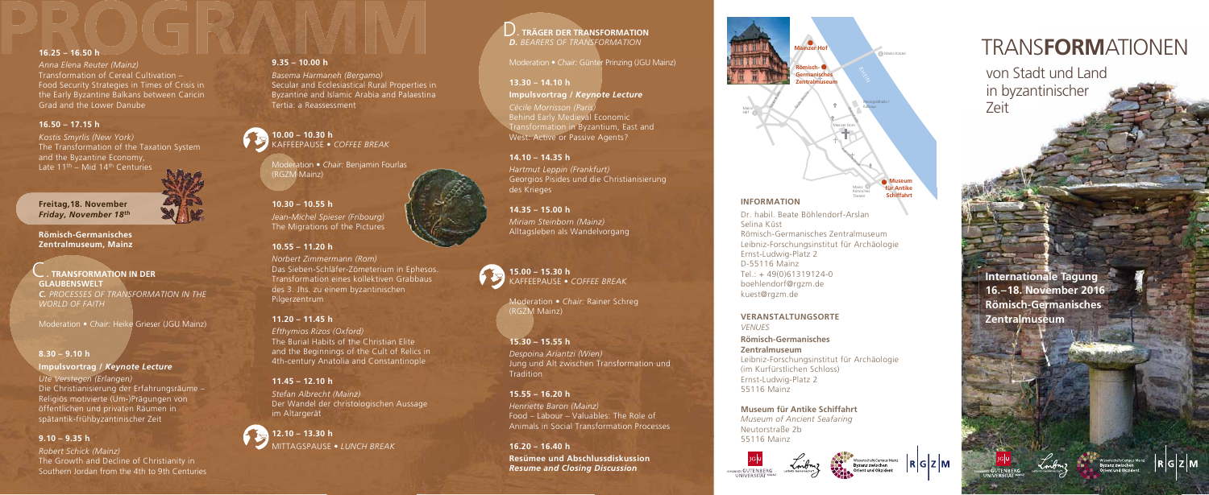# PROGRAMM

**16.25 – 16.50 h**
*Anna Elena Reuter (Mainz)*
Transformation of Cereal Cultivation – Food Security Strategies in Times of Crisis in the Early Byzantine Balkans between Caricin Grad and the Lower Danube

**16.50 – 17.15 h**
*Kostis Smyrlis (New York)*
The Transformation of the Taxation System and the Byzantine Economy, Late 11th – Mid 14th Centuries

**Freitag,18. November**
***Friday, November 18th***

**Römisch-Germanisches Zentralmuseum, Mainz**

## C. TRANSFORMATION IN DER GLAUBENSWELT
*C. PROCESSES OF TRANSFORMATION IN THE WORLD OF FAITH*

Moderation • *Chair:* Heike Grieser (JGU Mainz)

**8.30 – 9.10 h**
**Impulsvortrag /** ***Keynote Lecture***
*Ute Verstegen (Erlangen)*
Die Christianisierung der Erfahrungsräume – Religiös motivierte (Um-)Prägungen von öffentlichen und privaten Räumen in spätantik-frühbyzantinischer Zeit

**9.10 – 9.35 h**
*Robert Schick (Mainz)*
The Growth and Decline of Christianity in Southern Jordan from the 4th to 9th Centuries

**9.35 – 10.00 h**
*Basema Harmaneh (Bergamo)*
Secular and Ecclesiastical Rural Properties in Byzantine and Islamic Arabia and Palaestina Tertia: a Reassessment

**10.00 – 10.30 h**
KAFFEEPAUSE • *COFFEE BREAK*

Moderation • *Chair:* Benjamin Fourlas (RGZM Mainz)

**10.30 – 10.55 h**
*Jean-Michel Spieser (Fribourg)*
The Migrations of the Pictures

**10.55 – 11.20 h**
*Norbert Zimmermann (Rom)*
Das Sieben-Schläfer-Zömeterium in Ephesos. Transformation eines kollektiven Grabbaus des 3. Jhs. zu einem byzantinischen Pilgerzentrum

**11.20 – 11.45 h**
*Efthymios Rizos (Oxford)*
The Burial Habits of the Christian Elite and the Beginnings of the Cult of Relics in 4th-century Anatolia and Constantinople

**11.45 – 12.10 h**
*Stefan Albrecht (Mainz)*
Der Wandel der christologischen Aussage im Altargerät

**12.10 – 13.30 h**
MITTAGSPAUSE • *LUNCH BREAK*

## D. TRÄGER DER TRANSFORMATION
*D. BEARERS OF TRANSFORMATION*

Moderation • *Chair:* Günter Prinzing (JGU Mainz)

**13.30 – 14.10 h**
**Impulsvortrag /** ***Keynote Lecture***
*Cécile Morrisson (Paris)*
Behind Early Medieval Economic Transformation in Byzantium, East and West: Active or Passive Agents?

**14.10 – 14.35 h**
*Hartmut Leppin (Frankfurt)*
Georgios Pisides und die Christianisierung des Krieges

**14.35 – 15.00 h**
*Miriam Steinborn (Mainz)*
Alltagsleben als Wandelvorgang

**15.00 – 15.30 h**
KAFFEEPAUSE • *COFFEE BREAK*

Moderation • *Chair:* Rainer Schreg (RGZM Mainz)

**15.30 – 15.55 h**
*Despoina Ariantzi (Wien)*
Jung und Alt zwischen Transformation und Tradition

**15.55 – 16.20 h**
*Henriette Baron (Mainz)*
Food – Labour – Valuables: The Role of Animals in Social Transformation Processes

**16.20 – 16.40 h**
**Resümee und Abschlussdiskussion**
***Resume and Closing Discussion***

## INFORMATION

Dr. habil. Beate Böhlendorf-Arslan
Selina Küst
Römisch-Germanisches Zentralmuseum
Leibniz-Forschungsinstitut für Archäologie
Ernst-Ludwig-Platz 2
D-55116 Mainz
Tel.: + 49(0)61319124-0
boehlendorf@rgzm.de
kuest@rgzm.de

**VERANSTALTUNGSORTE**
*VENUES*

**Römisch-Germanisches Zentralmuseum**
Leibniz-Forschungsinstitut für Archäologie (im Kurfürstlichen Schloss)
Ernst-Ludwig-Platz 2
55116 Mainz

**Museum für Antike Schiffahrt**
*Museum of Ancient Seafaring*
Neutorstraße 2b
55116 Mainz

# TRANS**FORM**ATIONEN

von Stadt und Land in byzantinischer Zeit

**Internationale Tagung**
**16.–18. November 2016**
**Römisch-Germanisches Zentralmuseum**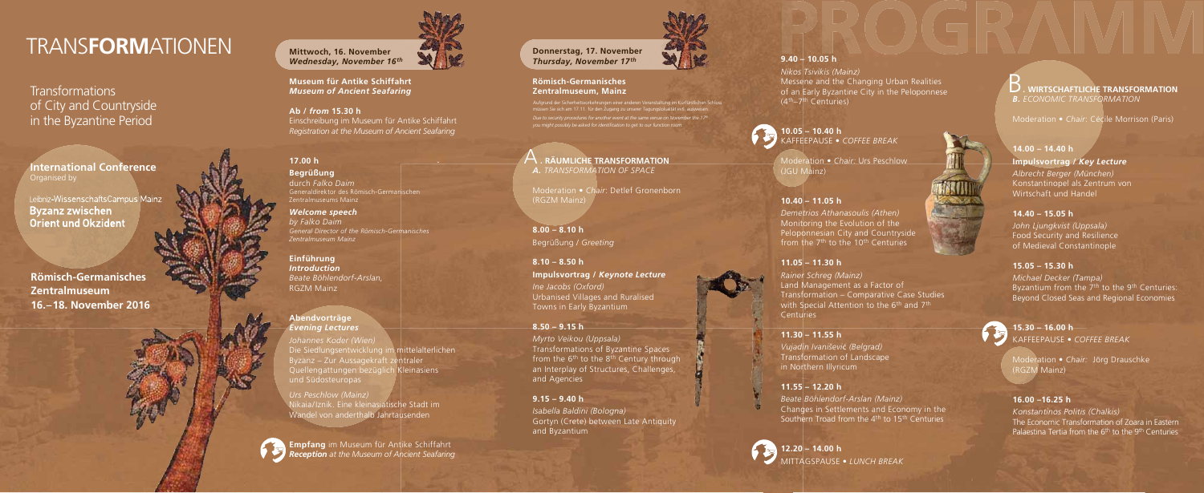# TRANS**FORM**ATIONEN

Transformations of City and Countryside in the Byzantine Period

**International Conference**
Organised by

Leibniz-WissenschaftsCampus Mainz
**Byzanz zwischen Orient und Okzident**

**Römisch-Germanisches Zentralmuseum**
**16.–18. November 2016**

**Mittwoch, 16. November**
***Wednesday, November 16th***

**Museum für Antike Schiffahrt**
***Museum of Ancient Seafaring***

**Ab / *from* 15.30 h**
Einschreibung im Museum für Antike Schiffahrt
*Registration at the Museum of Ancient Seafaring*

**17.00 h**
**Begrüßung**
durch *Falko Daim*
Generaldirektor des Römisch-Germanischen Zentralmuseums Mainz

***Welcome speech***
*by Falko Daim*
*General Director of the Römisch-Germanisches Zentralmuseum Mainz*

**Einführung**
***Introduction***
*Beate Böhlendorf-Arslan,*
RGZM Mainz

**Abendvorträge**
***Evening Lectures***

*Johannes Koder (Wien)*
Die Siedlungsentwicklung im mittelalterlichen Byzanz – Zur Aussagekraft zentraler Quellengattungen bezüglich Kleinasiens und Südosteuropas

*Urs Peschlow (Mainz)*
Nikaia/Iznik. Eine kleinasiatische Stadt im Wandel von anderthalb Jahrtausenden

**Empfang** im Museum für Antike Schiffahrt
***Reception** at the Museum of Ancient Seafaring*

**Donnerstag, 17. November**
***Thursday, November 17th***

**Römisch-Germanisches Zentralmuseum, Mainz**

Aufgrund der Sicherheitsvorkehrungen einer anderen Veranstaltung im Kurfürstlichen Schloss müssen Sie sich am 17.11. für den Zugang zu unserer Tagungslokalität evtl. ausweisen.
*Due to security procedures for another event at the same venue on November the 17th you might possibly be asked for identification to get to our function room.*

## A. RÄUMLICHE TRANSFORMATION
*A. TRANSFORMATION OF SPACE*

Moderation • *Chair:* Detlef Gronenborn (RGZM Mainz)

**8.00 – 8.10 h**
Begrüßung / *Greeting*

**8.10 – 8.50 h**
**Impulsvortrag / *Keynote Lecture***
*Ine Jacobs (Oxford)*
Urbanised Villages and Ruralised Towns in Early Byzantium

**8.50 – 9.15 h**
*Myrto Veikou (Uppsala)*
Transformations of Byzantine Spaces from the 6th to the 8th Century through an Interplay of Structures, Challenges, and Agencies

**9.15 – 9.40 h**
*Isabella Baldini (Bologna)*
Gortyn (Crete) between Late Antiquity and Byzantium

# PROGRAMM

**9.40 – 10.05 h**
*Nikos Tsivikis (Mainz)*
Messene and the Changing Urban Realities of an Early Byzantine City in the Peloponnese (4th–7th Centuries)

**10.05 – 10.40 h**
KAFFEEPAUSE • *COFFEE BREAK*

Moderation • *Chair:* Urs Peschlow (JGU Mainz)

**10.40 – 11.05 h**
*Demetrios Athanasoulis (Athen)*
Monitoring the Evolution of the Peloponnesian City and Countryside from the 7th to the 10th Centuries

**11.05 – 11.30 h**
*Rainer Schreg (Mainz)*
Land Management as a Factor of Transformation – Comparative Case Studies with Special Attention to the 6th and 7th Centuries

**11.30 – 11.55 h**
*Vujadin Ivanišević (Belgrad)*
Transformation of Landscape in Northern Illyricum

**11.55 – 12.20 h**
*Beate Böhlendorf-Arslan (Mainz)*
Changes in Settlements and Economy in the Southern Troad from the 4th to 15th Centuries

**12.20 – 14.00 h**
MITTAGSPAUSE • *LUNCH BREAK*

## B. WIRTSCHAFTLICHE TRANSFORMATION
*B. ECONOMIC TRANSFORMATION*

Moderation • *Chair:* Cécile Morrison (Paris)

**14.00 – 14.40 h**
**Impulsvortrag / *Key Lecture***
*Albrecht Berger (München)*
Konstantinopel als Zentrum von Wirtschaft und Handel

**14.40 – 15.05 h**
*John Ljungkvist (Uppsala)*
Food Security and Resilience of Medieval Constantinople

**15.05 – 15.30 h**
*Michael Decker (Tampa)*
Byzantium from the 7th to the 9th Centuries: Beyond Closed Seas and Regional Economies

**15.30 – 16.00 h**
KAFFEEPAUSE • *COFFEE BREAK*

Moderation • *Chair:* Jörg Drauschke (RGZM Mainz)

**16.00 –16.25 h**
*Konstantinos Politis (Chalkis)*
The Economic Transformation of Zoara in Eastern Palaestina Tertia from the 6th to the 9th Centuries